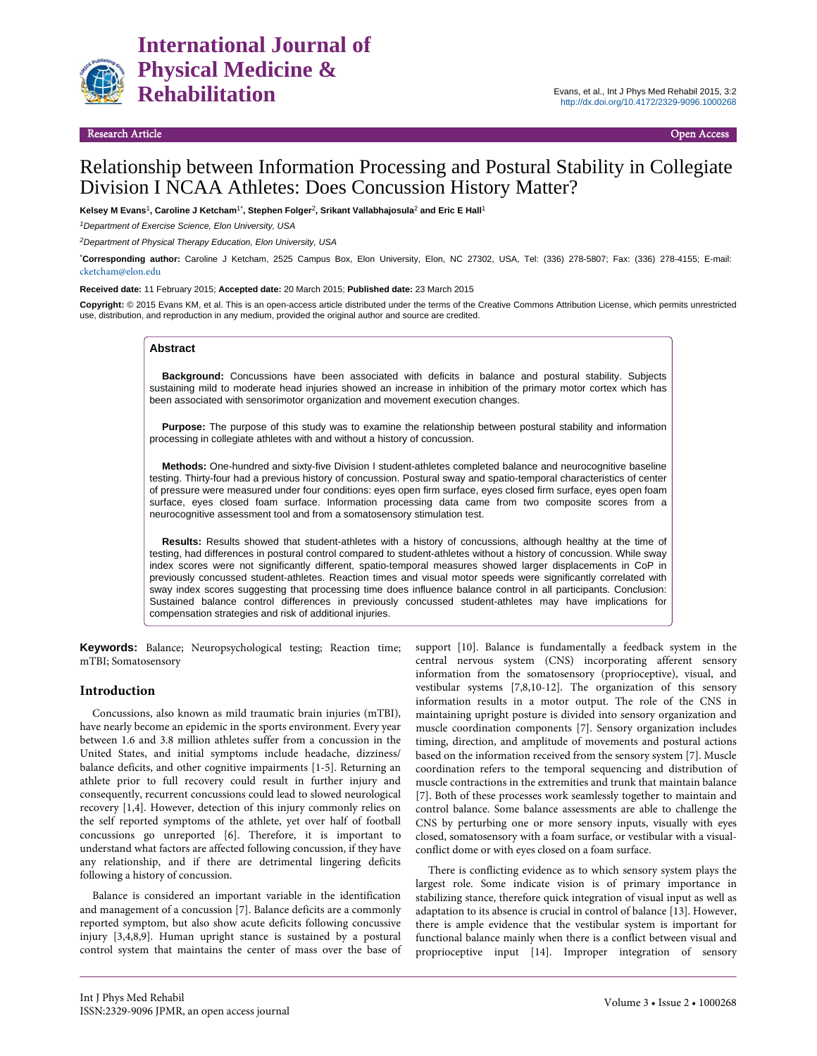Research Article | Open Access

# Relationship between Information Processing and Postural Stability in Collegiate Division I NCAA Athletes: Does Concussion History Matter?

**Kelsey M Evans[1], Caroline J Ketcham[1*], Stephen Folger[2], Srikant Vallabhajosula[2] and Eric E Hall[1]**

[1]*Department of Exercise Science, Elon University, USA*

[2]*Department of Physical Therapy Education, Elon University, USA*

[*]**Corresponding author:** Caroline J Ketcham, 2525 Campus Box, Elon University, Elon, NC 27302, USA, Tel: (336) 278-5807; Fax: (336) 278-4155; E-mail: cketcham@elon.edu

**Received date:** 11 February 2015; **Accepted date:** 20 March 2015; **Published date:** 23 March 2015

**Copyright:** © 2015 Evans KM, et al. This is an open-access article distributed under the terms of the Creative Commons Attribution License, which permits unrestricted use, distribution, and reproduction in any medium, provided the original author and source are credited.

## Abstract

**Background:** Concussions have been associated with deficits in balance and postural stability. Subjects sustaining mild to moderate head injuries showed an increase in inhibition of the primary motor cortex which has been associated with sensorimotor organization and movement execution changes.

**Purpose:** The purpose of this study was to examine the relationship between postural stability and information processing in collegiate athletes with and without a history of concussion.

**Methods:** One-hundred and sixty-five Division I student-athletes completed balance and neurocognitive baseline testing. Thirty-four had a previous history of concussion. Postural sway and spatio-temporal characteristics of center of pressure were measured under four conditions: eyes open firm surface, eyes closed firm surface, eyes open foam surface, eyes closed foam surface. Information processing data came from two composite scores from a neurocognitive assessment tool and from a somatosensory stimulation test.

**Results:** Results showed that student-athletes with a history of concussions, although healthy at the time of testing, had differences in postural control compared to student-athletes without a history of concussion. While sway index scores were not significantly different, spatio-temporal measures showed larger displacements in CoP in previously concussed student-athletes. Reaction times and visual motor speeds were significantly correlated with sway index scores suggesting that processing time does influence balance control in all participants. Conclusion: Sustained balance control differences in previously concussed student-athletes may have implications for compensation strategies and risk of additional injuries.

**Keywords:** Balance; Neuropsychological testing; Reaction time; mTBI; Somatosensory

## Introduction

Concussions, also known as mild traumatic brain injuries (mTBI), have nearly become an epidemic in the sports environment. Every year between 1.6 and 3.8 million athletes suffer from a concussion in the United States, and initial symptoms include headache, dizziness/balance deficits, and other cognitive impairments [1-5]. Returning an athlete prior to full recovery could result in further injury and consequently, recurrent concussions could lead to slowed neurological recovery [1,4]. However, detection of this injury commonly relies on the self reported symptoms of the athlete, yet over half of football concussions go unreported [6]. Therefore, it is important to understand what factors are affected following concussion, if they have any relationship, and if there are detrimental lingering deficits following a history of concussion.

Balance is considered an important variable in the identification and management of a concussion [7]. Balance deficits are a commonly reported symptom, but also show acute deficits following concussive injury [3,4,8,9]. Human upright stance is sustained by a postural control system that maintains the center of mass over the base of support [10]. Balance is fundamentally a feedback system in the central nervous system (CNS) incorporating afferent sensory information from the somatosensory (proprioceptive), visual, and vestibular systems [7,8,10-12]. The organization of this sensory information results in a motor output. The role of the CNS in maintaining upright posture is divided into sensory organization and muscle coordination components [7]. Sensory organization includes timing, direction, and amplitude of movements and postural actions based on the information received from the sensory system [7]. Muscle coordination refers to the temporal sequencing and distribution of muscle contractions in the extremities and trunk that maintain balance [7]. Both of these processes work seamlessly together to maintain and control balance. Some balance assessments are able to challenge the CNS by perturbing one or more sensory inputs, visually with eyes closed, somatosensory with a foam surface, or vestibular with a visual-conflict dome or with eyes closed on a foam surface.

There is conflicting evidence as to which sensory system plays the largest role. Some indicate vision is of primary importance in stabilizing stance, therefore quick integration of visual input as well as adaptation to its absence is crucial in control of balance [13]. However, there is ample evidence that the vestibular system is important for functional balance mainly when there is a conflict between visual and proprioceptive input [14]. Improper integration of sensory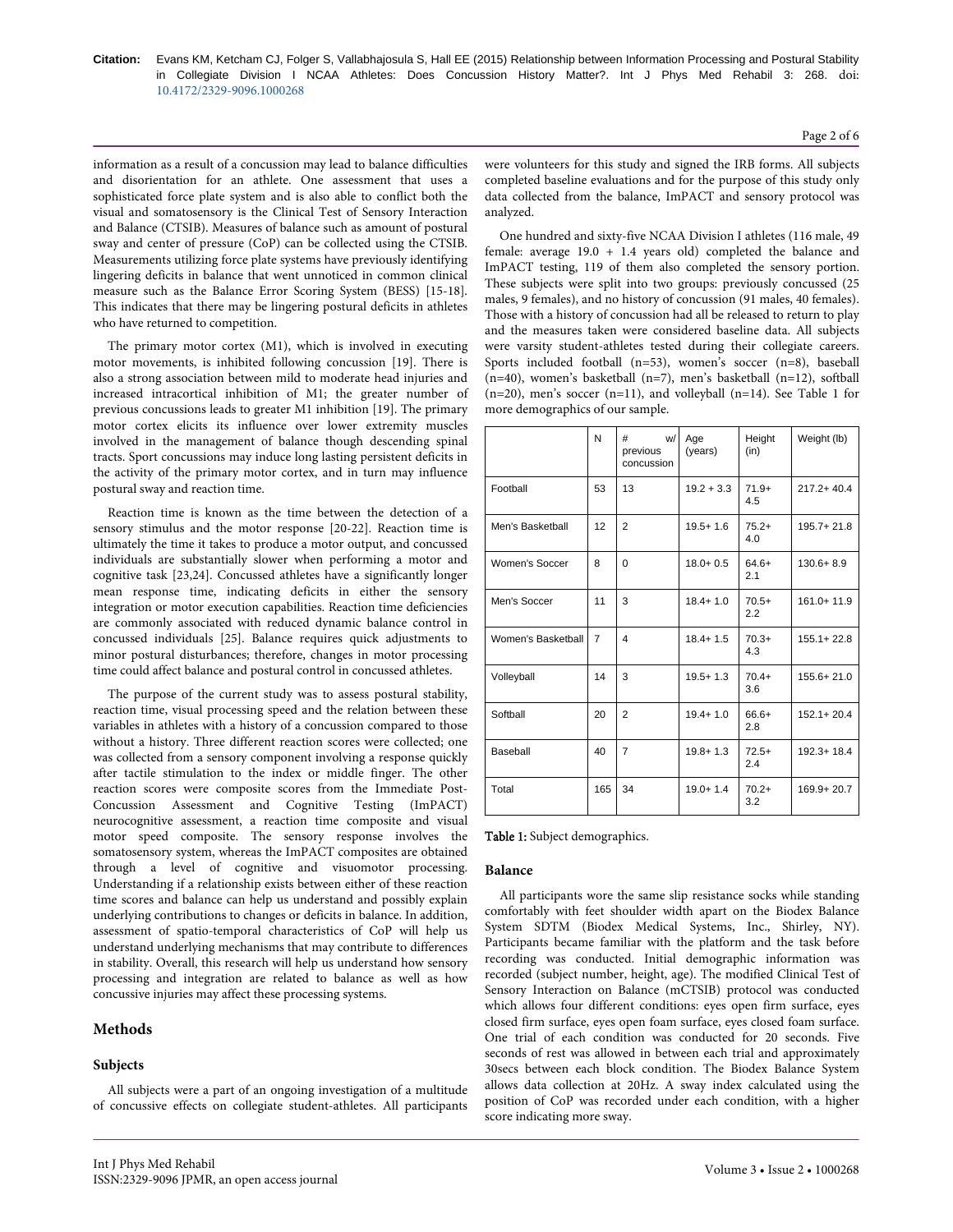information as a result of a concussion may lead to balance difficulties and disorientation for an athlete. One assessment that uses a sophisticated force plate system and is also able to conflict both the visual and somatosensory is the Clinical Test of Sensory Interaction and Balance (CTSIB). Measures of balance such as amount of postural sway and center of pressure (CoP) can be collected using the CTSIB. Measurements utilizing force plate systems have previously identifying lingering deficits in balance that went unnoticed in common clinical measure such as the Balance Error Scoring System (BESS) [15-18]. This indicates that there may be lingering postural deficits in athletes who have returned to competition.

The primary motor cortex (M1), which is involved in executing motor movements, is inhibited following concussion [19]. There is also a strong association between mild to moderate head injuries and increased intracortical inhibition of M1; the greater number of previous concussions leads to greater M1 inhibition [19]. The primary motor cortex elicits its influence over lower extremity muscles involved in the management of balance though descending spinal tracts. Sport concussions may induce long lasting persistent deficits in the activity of the primary motor cortex, and in turn may influence postural sway and reaction time.

Reaction time is known as the time between the detection of a sensory stimulus and the motor response [20-22]. Reaction time is ultimately the time it takes to produce a motor output, and concussed individuals are substantially slower when performing a motor and cognitive task [23,24]. Concussed athletes have a significantly longer mean response time, indicating deficits in either the sensory integration or motor execution capabilities. Reaction time deficiencies are commonly associated with reduced dynamic balance control in concussed individuals [25]. Balance requires quick adjustments to minor postural disturbances; therefore, changes in motor processing time could affect balance and postural control in concussed athletes.

The purpose of the current study was to assess postural stability, reaction time, visual processing speed and the relation between these variables in athletes with a history of a concussion compared to those without a history. Three different reaction scores were collected; one was collected from a sensory component involving a response quickly after tactile stimulation to the index or middle finger. The other reaction scores were composite scores from the Immediate Post-Concussion Assessment and Cognitive Testing (ImPACT) neurocognitive assessment, a reaction time composite and visual motor speed composite. The sensory response involves the somatosensory system, whereas the ImPACT composites are obtained through a level of cognitive and visuomotor processing. Understanding if a relationship exists between either of these reaction time scores and balance can help us understand and possibly explain underlying contributions to changes or deficits in balance. In addition, assessment of spatio-temporal characteristics of CoP will help us understand underlying mechanisms that may contribute to differences in stability. Overall, this research will help us understand how sensory processing and integration are related to balance as well as how concussive injuries may affect these processing systems.

## Methods

### Subjects

All subjects were a part of an ongoing investigation of a multitude of concussive effects on collegiate student-athletes. All participants were volunteers for this study and signed the IRB forms. All subjects completed baseline evaluations and for the purpose of this study only data collected from the balance, ImPACT and sensory protocol was analyzed.

One hundred and sixty-five NCAA Division I athletes (116 male, 49 female: average 19.0 + 1.4 years old) completed the balance and ImPACT testing, 119 of them also completed the sensory portion. These subjects were split into two groups: previously concussed (25 males, 9 females), and no history of concussion (91 males, 40 females). Those with a history of concussion had all be released to return to play and the measures taken were considered baseline data. All subjects were varsity student-athletes tested during their collegiate careers. Sports included football (n=53), women's soccer (n=8), baseball (n=40), women's basketball (n=7), men's basketball (n=12), softball (n=20), men's soccer (n=11), and volleyball (n=14). See Table 1 for more demographics of our sample.

| | N | # w/ previous concussion | Age (years) | Height (in) | Weight (lb) |
|---|---|---|---|---|---|
| Football | 53 | 13 | 19.2 + 3.3 | 71.9+ 4.5 | 217.2+ 40.4 |
| Men's Basketball | 12 | 2 | 19.5+ 1.6 | 75.2+ 4.0 | 195.7+ 21.8 |
| Women's Soccer | 8 | 0 | 18.0+ 0.5 | 64.6+ 2.1 | 130.6+ 8.9 |
| Men's Soccer | 11 | 3 | 18.4+ 1.0 | 70.5+ 2.2 | 161.0+ 11.9 |
| Women's Basketball | 7 | 4 | 18.4+ 1.5 | 70.3+ 4.3 | 155.1+ 22.8 |
| Volleyball | 14 | 3 | 19.5+ 1.3 | 70.4+ 3.6 | 155.6+ 21.0 |
| Softball | 20 | 2 | 19.4+ 1.0 | 66.6+ 2.8 | 152.1+ 20.4 |
| Baseball | 40 | 7 | 19.8+ 1.3 | 72.5+ 2.4 | 192.3+ 18.4 |
| Total | 165 | 34 | 19.0+ 1.4 | 70.2+ 3.2 | 169.9+ 20.7 |

**Table 1:** Subject demographics.

### Balance

All participants wore the same slip resistance socks while standing comfortably with feet shoulder width apart on the Biodex Balance System SDTM (Biodex Medical Systems, Inc., Shirley, NY). Participants became familiar with the platform and the task before recording was conducted. Initial demographic information was recorded (subject number, height, age). The modified Clinical Test of Sensory Interaction on Balance (mCTSIB) protocol was conducted which allows four different conditions: eyes open firm surface, eyes closed firm surface, eyes open foam surface, eyes closed foam surface. One trial of each condition was conducted for 20 seconds. Five seconds of rest was allowed in between each trial and approximately 30secs between each block condition. The Biodex Balance System allows data collection at 20Hz. A sway index calculated using the position of CoP was recorded under each condition, with a higher score indicating more sway.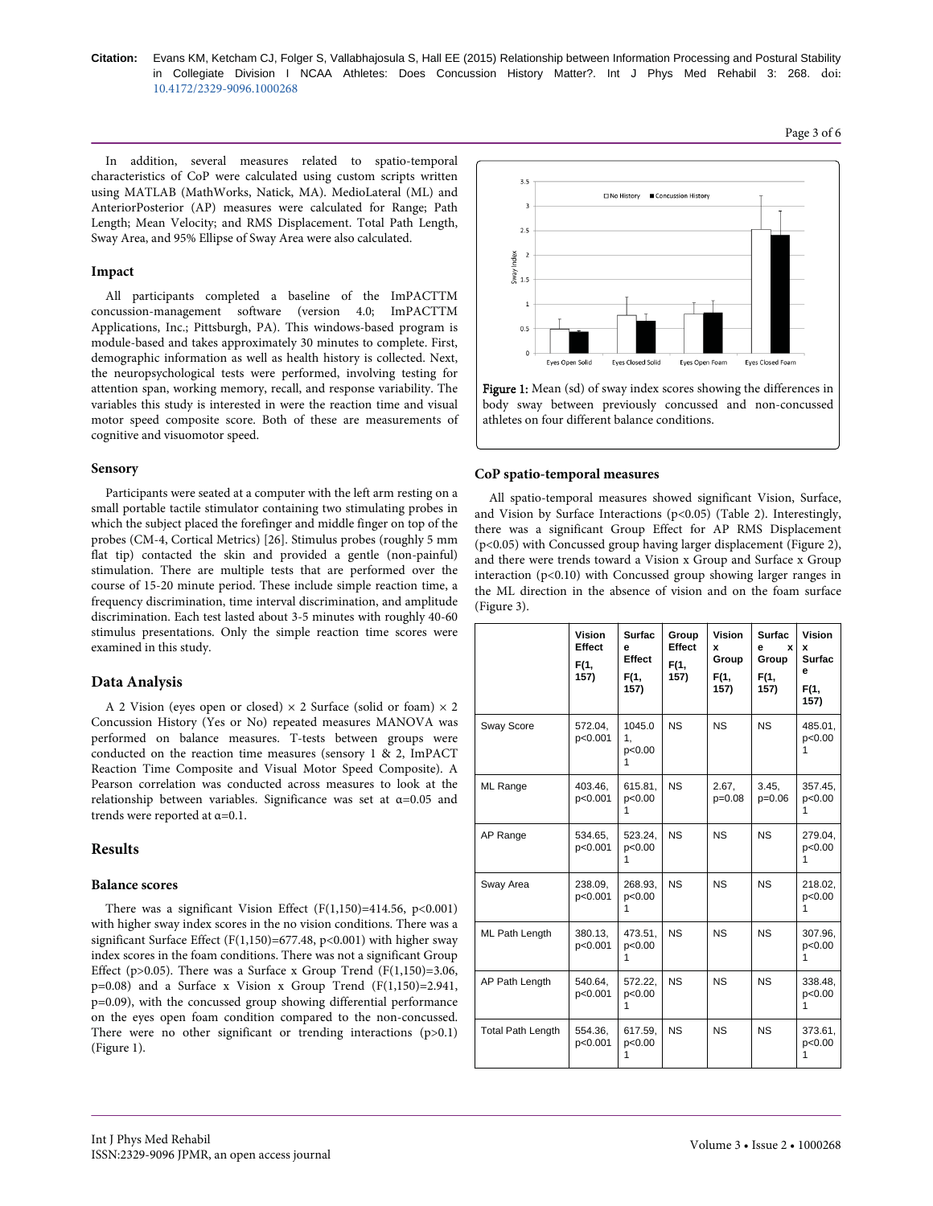In addition, several measures related to spatio-temporal characteristics of CoP were calculated using custom scripts written using MATLAB (MathWorks, Natick, MA). MedioLateral (ML) and AnteriorPosterior (AP) measures were calculated for Range; Path Length; Mean Velocity; and RMS Displacement. Total Path Length, Sway Area, and 95% Ellipse of Sway Area were also calculated.

### Impact

All participants completed a baseline of the ImPACTTM concussion-management software (version 4.0; ImPACTTM Applications, Inc.; Pittsburgh, PA). This windows-based program is module-based and takes approximately 30 minutes to complete. First, demographic information as well as health history is collected. Next, the neuropsychological tests were performed, involving testing for attention span, working memory, recall, and response variability. The variables this study is interested in were the reaction time and visual motor speed composite score. Both of these are measurements of cognitive and visuomotor speed.

### Sensory

Participants were seated at a computer with the left arm resting on a small portable tactile stimulator containing two stimulating probes in which the subject placed the forefinger and middle finger on top of the probes (CM-4, Cortical Metrics) [26]. Stimulus probes (roughly 5 mm flat tip) contacted the skin and provided a gentle (non-painful) stimulation. There are multiple tests that are performed over the course of 15-20 minute period. These include simple reaction time, a frequency discrimination, time interval discrimination, and amplitude discrimination. Each test lasted about 3-5 minutes with roughly 40-60 stimulus presentations. Only the simple reaction time scores were examined in this study.

## Data Analysis

A 2 Vision (eyes open or closed) × 2 Surface (solid or foam) × 2 Concussion History (Yes or No) repeated measures MANOVA was performed on balance measures. T-tests between groups were conducted on the reaction time measures (sensory 1 & 2, ImPACT Reaction Time Composite and Visual Motor Speed Composite). A Pearson correlation was conducted across measures to look at the relationship between variables. Significance was set at α=0.05 and trends were reported at α=0.1.

## Results

### Balance scores

There was a significant Vision Effect ($F(1,150)=414.56$, $p<0.001$) with higher sway index scores in the no vision conditions. There was a significant Surface Effect ($F(1,150)=677.48$, $p<0.001$) with higher sway index scores in the foam conditions. There was not a significant Group Effect ($p>0.05$). There was a Surface x Group Trend ($F(1,150)=3.06$, $p=0.08$) and a Surface x Vision x Group Trend ($F(1,150)=2.941$, $p=0.09$), with the concussed group showing differential performance on the eyes open foam condition compared to the non-concussed. There were no other significant or trending interactions ($p>0.1$) (Figure 1).

Figure 1: Mean (sd) of sway index scores showing the differences in body sway between previously concussed and non-concussed athletes on four different balance conditions.

### CoP spatio-temporal measures

All spatio-temporal measures showed significant Vision, Surface, and Vision by Surface Interactions ($p<0.05$) (Table 2). Interestingly, there was a significant Group Effect for AP RMS Displacement ($p<0.05$) with Concussed group having larger displacement (Figure 2), and there were trends toward a Vision x Group and Surface x Group interaction ($p<0.10$) with Concussed group showing larger ranges in the ML direction in the absence of vision and on the foam surface (Figure 3).

| | Vision Effect F(1, 157) | Surface Effect F(1, 157) | Group Effect F(1, 157) | Vision x Group F(1, 157) | Surface x Group F(1, 157) | Vision x Surface F(1, 157) |
|---|---|---|---|---|---|---|
| Sway Score | 572.04, p<0.001 | 1045.01, p<0.001 | NS | NS | NS | 485.01, p<0.001 |
| ML Range | 403.46, p<0.001 | 615.81, p<0.001 | NS | 2.67, p=0.08 | 3.45, p=0.06 | 357.45, p<0.001 |
| AP Range | 534.65, p<0.001 | 523.24, p<0.001 | NS | NS | NS | 279.04, p<0.001 |
| Sway Area | 238.09, p<0.001 | 268.93, p<0.001 | NS | NS | NS | 218.02, p<0.001 |
| ML Path Length | 380.13, p<0.001 | 473.51, p<0.001 | NS | NS | NS | 307.96, p<0.001 |
| AP Path Length | 540.64, p<0.001 | 572.22, p<0.001 | NS | NS | NS | 338.48, p<0.001 |
| Total Path Length | 554.36, p<0.001 | 617.59, p<0.001 | NS | NS | NS | 373.61, p<0.001 |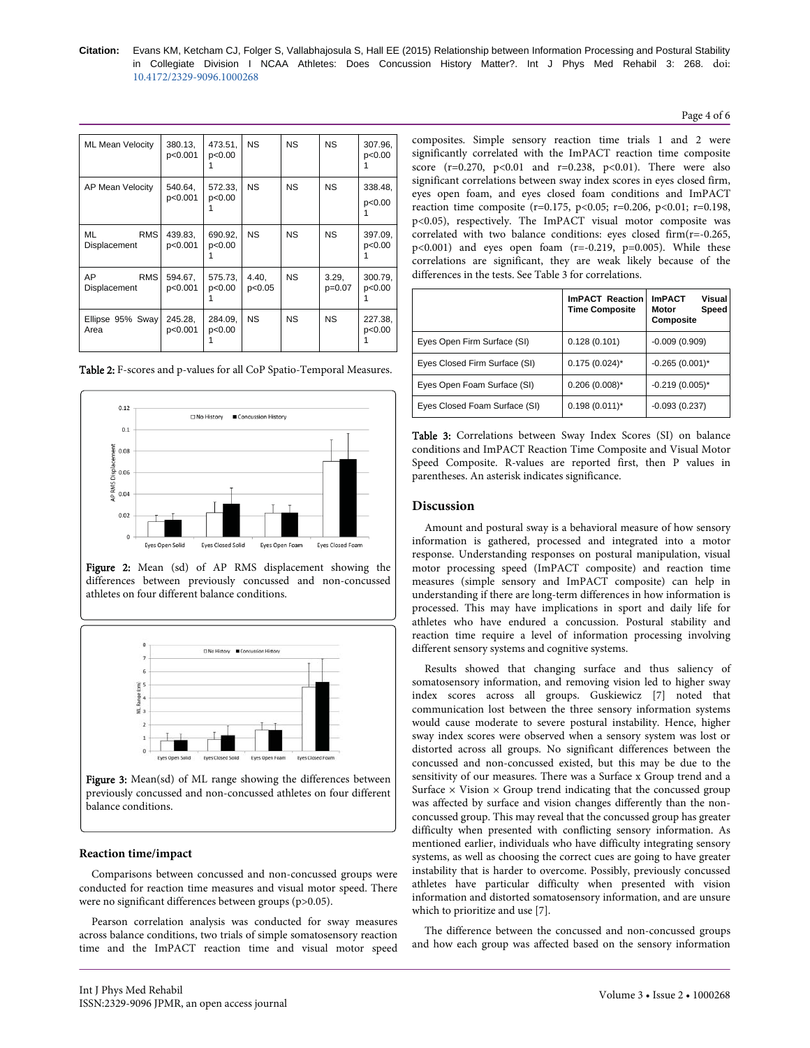| ML Mean Velocity | 380.13, p<0.001 | 473.51, p<0.001 | NS | NS | NS | 307.96, p<0.001 |
|---|---|---|---|---|---|---|
| AP Mean Velocity | 540.64, p<0.001 | 572.33, p<0.001 | NS | NS | NS | 338.48, p<0.001 |
| ML RMS Displacement | 439.83, p<0.001 | 690.92, p<0.001 | NS | NS | NS | 397.09, p<0.001 |
| AP RMS Displacement | 594.67, p<0.001 | 575.73, p<0.001 | 4.40, p<0.05 | NS | 3.29, p=0.07 | 300.79, p<0.001 |
| Ellipse 95% Sway Area | 245.28, p<0.001 | 284.09, p<0.001 | NS | NS | NS | 227.38, p<0.001 |

**Table 2:** F-scores and p-values for all CoP Spatio-Temporal Measures.

**Figure 2:** Mean (sd) of AP RMS displacement showing the differences between previously concussed and non-concussed athletes on four different balance conditions.

**Figure 3:** Mean(sd) of ML range showing the differences between previously concussed and non-concussed athletes on four different balance conditions.

### Reaction time/impact

Comparisons between concussed and non-concussed groups were conducted for reaction time measures and visual motor speed. There were no significant differences between groups ($p>0.05$).

Pearson correlation analysis was conducted for sway measures across balance conditions, two trials of simple somatosensory reaction time and the ImPACT reaction time and visual motor speed composites. Simple sensory reaction time trials 1 and 2 were significantly correlated with the ImPACT reaction time composite score ($r=0.270$, $p<0.01$ and $r=0.238$, $p<0.01$). There were also significant correlations between sway index scores in eyes closed firm, eyes open foam, and eyes closed foam conditions and ImPACT reaction time composite ($r=0.175$, $p<0.05$; $r=0.206$, $p<0.01$; $r=0.198$, $p<0.05$), respectively. The ImPACT visual motor composite was correlated with two balance conditions: eyes closed firm($r=-0.265$, $p<0.001$) and eyes open foam ($r=-0.219$, $p=0.005$). While these correlations are significant, they are weak likely because of the differences in the tests. See Table 3 for correlations.

| | ImPACT Reaction Time Composite | ImPACT Visual Motor Speed Composite |
|---|---|---|
| Eyes Open Firm Surface (SI) | 0.128 (0.101) | -0.009 (0.909) |
| Eyes Closed Firm Surface (SI) | 0.175 (0.024)* | -0.265 (0.001)* |
| Eyes Open Foam Surface (SI) | 0.206 (0.008)* | -0.219 (0.005)* |
| Eyes Closed Foam Surface (SI) | 0.198 (0.011)* | -0.093 (0.237) |

**Table 3:** Correlations between Sway Index Scores (SI) on balance conditions and ImPACT Reaction Time Composite and Visual Motor Speed Composite. R-values are reported first, then P values in parentheses. An asterisk indicates significance.

## Discussion

Amount and postural sway is a behavioral measure of how sensory information is gathered, processed and integrated into a motor response. Understanding responses on postural manipulation, visual motor processing speed (ImPACT composite) and reaction time measures (simple sensory and ImPACT composite) can help in understanding if there are long-term differences in how information is processed. This may have implications in sport and daily life for athletes who have endured a concussion. Postural stability and reaction time require a level of information processing involving different sensory systems and cognitive systems.

Results showed that changing surface and thus saliency of somatosensory information, and removing vision led to higher sway index scores across all groups. Guskiewicz [7] noted that communication lost between the three sensory information systems would cause moderate to severe postural instability. Hence, higher sway index scores were observed when a sensory system was lost or distorted across all groups. No significant differences between the concussed and non-concussed existed, but this may be due to the sensitivity of our measures. There was a Surface x Group trend and a Surface × Vision × Group trend indicating that the concussed group was affected by surface and vision changes differently than the non-concussed group. This may reveal that the concussed group has greater difficulty when presented with conflicting sensory information. As mentioned earlier, individuals who have difficulty integrating sensory systems, as well as choosing the correct cues are going to have greater instability that is harder to overcome. Possibly, previously concussed athletes have particular difficulty when presented with vision information and distorted somatosensory information, and are unsure which to prioritize and use [7].

The difference between the concussed and non-concussed groups and how each group was affected based on the sensory information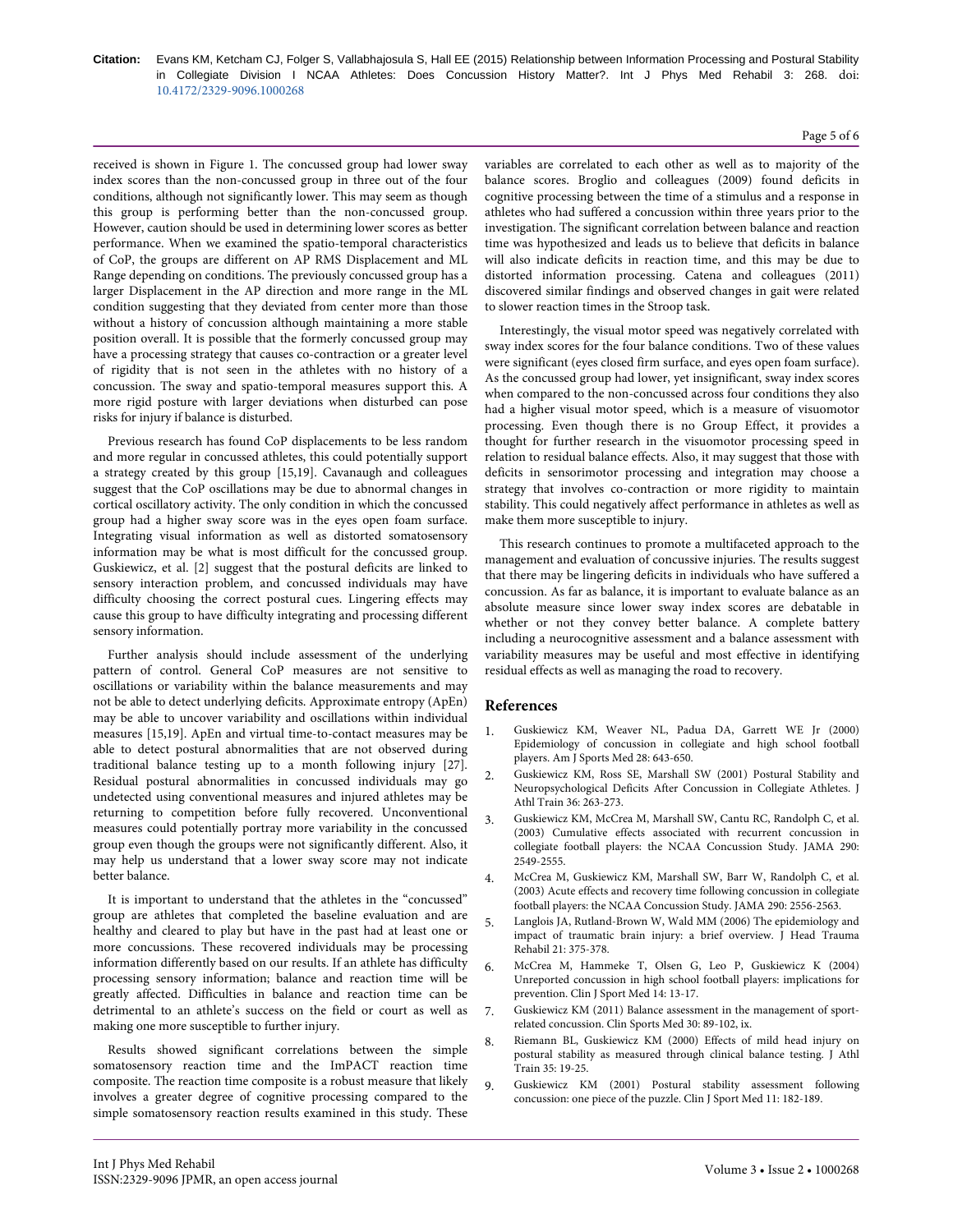received is shown in Figure 1. The concussed group had lower sway index scores than the non-concussed group in three out of the four conditions, although not significantly lower. This may seem as though this group is performing better than the non-concussed group. However, caution should be used in determining lower scores as better performance. When we examined the spatio-temporal characteristics of CoP, the groups are different on AP RMS Displacement and ML Range depending on conditions. The previously concussed group has a larger Displacement in the AP direction and more range in the ML condition suggesting that they deviated from center more than those without a history of concussion although maintaining a more stable position overall. It is possible that the formerly concussed group may have a processing strategy that causes co-contraction or a greater level of rigidity that is not seen in the athletes with no history of a concussion. The sway and spatio-temporal measures support this. A more rigid posture with larger deviations when disturbed can pose risks for injury if balance is disturbed.

Previous research has found CoP displacements to be less random and more regular in concussed athletes, this could potentially support a strategy created by this group [15,19]. Cavanaugh and colleagues suggest that the CoP oscillations may be due to abnormal changes in cortical oscillatory activity. The only condition in which the concussed group had a higher sway score was in the eyes open foam surface. Integrating visual information as well as distorted somatosensory information may be what is most difficult for the concussed group. Guskiewicz, et al. [2] suggest that the postural deficits are linked to sensory interaction problem, and concussed individuals may have difficulty choosing the correct postural cues. Lingering effects may cause this group to have difficulty integrating and processing different sensory information.

Further analysis should include assessment of the underlying pattern of control. General CoP measures are not sensitive to oscillations or variability within the balance measurements and may not be able to detect underlying deficits. Approximate entropy (ApEn) may be able to uncover variability and oscillations within individual measures [15,19]. ApEn and virtual time-to-contact measures may be able to detect postural abnormalities that are not observed during traditional balance testing up to a month following injury [27]. Residual postural abnormalities in concussed individuals may go undetected using conventional measures and injured athletes may be returning to competition before fully recovered. Unconventional measures could potentially portray more variability in the concussed group even though the groups were not significantly different. Also, it may help us understand that a lower sway score may not indicate better balance.

It is important to understand that the athletes in the "concussed" group are athletes that completed the baseline evaluation and are healthy and cleared to play but have in the past had at least one or more concussions. These recovered individuals may be processing information differently based on our results. If an athlete has difficulty processing sensory information; balance and reaction time will be greatly affected. Difficulties in balance and reaction time can be detrimental to an athlete's success on the field or court as well as making one more susceptible to further injury.

Results showed significant correlations between the simple somatosensory reaction time and the ImPACT reaction time composite. The reaction time composite is a robust measure that likely involves a greater degree of cognitive processing compared to the simple somatosensory reaction results examined in this study. These variables are correlated to each other as well as to majority of the balance scores. Broglio and colleagues (2009) found deficits in cognitive processing between the time of a stimulus and a response in athletes who had suffered a concussion within three years prior to the investigation. The significant correlation between balance and reaction time was hypothesized and leads us to believe that deficits in balance will also indicate deficits in reaction time, and this may be due to distorted information processing. Catena and colleagues (2011) discovered similar findings and observed changes in gait were related to slower reaction times in the Stroop task.

Interestingly, the visual motor speed was negatively correlated with sway index scores for the four balance conditions. Two of these values were significant (eyes closed firm surface, and eyes open foam surface). As the concussed group had lower, yet insignificant, sway index scores when compared to the non-concussed across four conditions they also had a higher visual motor speed, which is a measure of visuomotor processing. Even though there is no Group Effect, it provides a thought for further research in the visuomotor processing speed in relation to residual balance effects. Also, it may suggest that those with deficits in sensorimotor processing and integration may choose a strategy that involves co-contraction or more rigidity to maintain stability. This could negatively affect performance in athletes as well as make them more susceptible to injury.

This research continues to promote a multifaceted approach to the management and evaluation of concussive injuries. The results suggest that there may be lingering deficits in individuals who have suffered a concussion. As far as balance, it is important to evaluate balance as an absolute measure since lower sway index scores are debatable in whether or not they convey better balance. A complete battery including a neurocognitive assessment and a balance assessment with variability measures may be useful and most effective in identifying residual effects as well as managing the road to recovery.

## References

1. Guskiewicz KM, Weaver NL, Padua DA, Garrett WE Jr (2000) Epidemiology of concussion in collegiate and high school football players. Am J Sports Med 28: 643-650.
2. Guskiewicz KM, Ross SE, Marshall SW (2001) Postural Stability and Neuropsychological Deficits After Concussion in Collegiate Athletes. J Athl Train 36: 263-273.
3. Guskiewicz KM, McCrea M, Marshall SW, Cantu RC, Randolph C, et al. (2003) Cumulative effects associated with recurrent concussion in collegiate football players: the NCAA Concussion Study. JAMA 290: 2549-2555.
4. McCrea M, Guskiewicz KM, Marshall SW, Barr W, Randolph C, et al. (2003) Acute effects and recovery time following concussion in collegiate football players: the NCAA Concussion Study. JAMA 290: 2556-2563.
5. Langlois JA, Rutland-Brown W, Wald MM (2006) The epidemiology and impact of traumatic brain injury: a brief overview. J Head Trauma Rehabil 21: 375-378.
6. McCrea M, Hammeke T, Olsen G, Leo P, Guskiewicz K (2004) Unreported concussion in high school football players: implications for prevention. Clin J Sport Med 14: 13-17.
7. Guskiewicz KM (2011) Balance assessment in the management of sport-related concussion. Clin Sports Med 30: 89-102, ix.
8. Riemann BL, Guskiewicz KM (2000) Effects of mild head injury on postural stability as measured through clinical balance testing. J Athl Train 35: 19-25.
9. Guskiewicz KM (2001) Postural stability assessment following concussion: one piece of the puzzle. Clin J Sport Med 11: 182-189.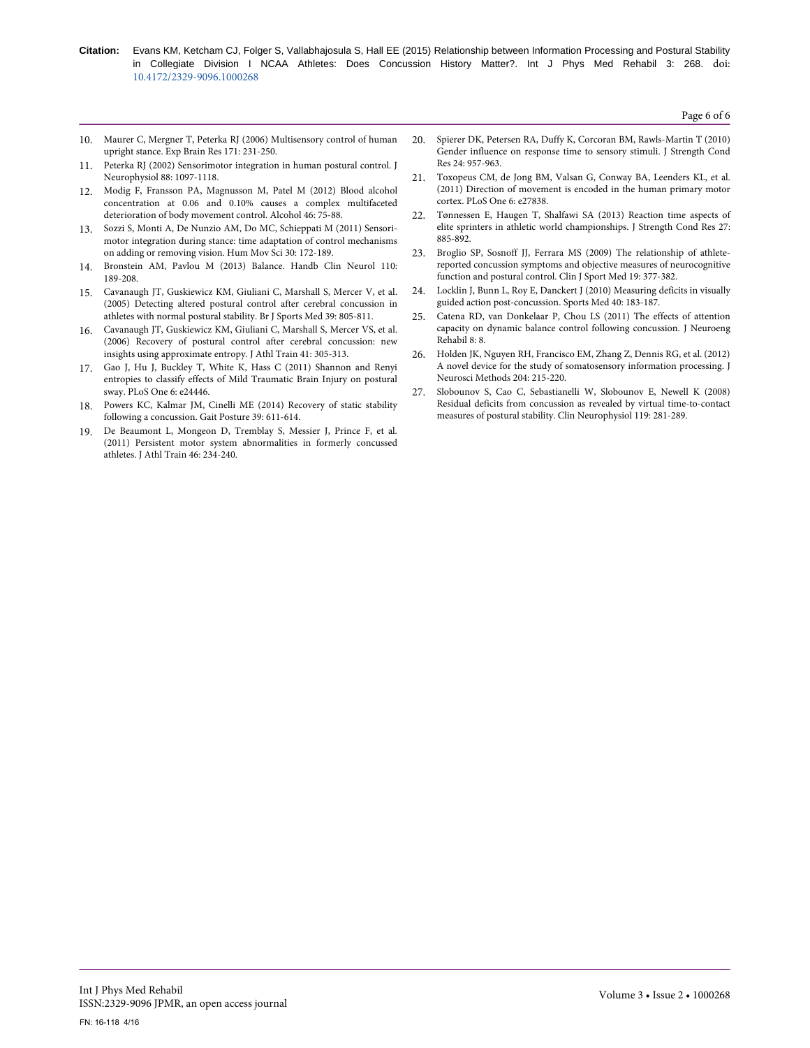10. Maurer C, Mergner T, Peterka RJ (2006) Multisensory control of human upright stance. Exp Brain Res 171: 231-250.
11. Peterka RJ (2002) Sensorimotor integration in human postural control. J Neurophysiol 88: 1097-1118.
12. Modig F, Fransson PA, Magnusson M, Patel M (2012) Blood alcohol concentration at 0.06 and 0.10% causes a complex multifaceted deterioration of body movement control. Alcohol 46: 75-88.
13. Sozzi S, Monti A, De Nunzio AM, Do MC, Schieppati M (2011) Sensori-motor integration during stance: time adaptation of control mechanisms on adding or removing vision. Hum Mov Sci 30: 172-189.
14. Bronstein AM, Pavlou M (2013) Balance. Handb Clin Neurol 110: 189-208.
15. Cavanaugh JT, Guskiewicz KM, Giuliani C, Marshall S, Mercer V, et al. (2005) Detecting altered postural control after cerebral concussion in athletes with normal postural stability. Br J Sports Med 39: 805-811.
16. Cavanaugh JT, Guskiewicz KM, Giuliani C, Marshall S, Mercer VS, et al. (2006) Recovery of postural control after cerebral concussion: new insights using approximate entropy. J Athl Train 41: 305-313.
17. Gao J, Hu J, Buckley T, White K, Hass C (2011) Shannon and Renyi entropies to classify effects of Mild Traumatic Brain Injury on postural sway. PLoS One 6: e24446.
18. Powers KC, Kalmar JM, Cinelli ME (2014) Recovery of static stability following a concussion. Gait Posture 39: 611-614.
19. De Beaumont L, Mongeon D, Tremblay S, Messier J, Prince F, et al. (2011) Persistent motor system abnormalities in formerly concussed athletes. J Athl Train 46: 234-240.
20. Spierer DK, Petersen RA, Duffy K, Corcoran BM, Rawls-Martin T (2010) Gender influence on response time to sensory stimuli. J Strength Cond Res 24: 957-963.
21. Toxopeus CM, de Jong BM, Valsan G, Conway BA, Leenders KL, et al. (2011) Direction of movement is encoded in the human primary motor cortex. PLoS One 6: e27838.
22. Tønnessen E, Haugen T, Shalfawi SA (2013) Reaction time aspects of elite sprinters in athletic world championships. J Strength Cond Res 27: 885-892.
23. Broglio SP, Sosnoff JJ, Ferrara MS (2009) The relationship of athlete-reported concussion symptoms and objective measures of neurocognitive function and postural control. Clin J Sport Med 19: 377-382.
24. Locklin J, Bunn L, Roy E, Danckert J (2010) Measuring deficits in visually guided action post-concussion. Sports Med 40: 183-187.
25. Catena RD, van Donkelaar P, Chou LS (2011) The effects of attention capacity on dynamic balance control following concussion. J Neuroeng Rehabil 8: 8.
26. Holden JK, Nguyen RH, Francisco EM, Zhang Z, Dennis RG, et al. (2012) A novel device for the study of somatosensory information processing. J Neurosci Methods 204: 215-220.
27. Slobounov S, Cao C, Sebastianelli W, Slobounov E, Newell K (2008) Residual deficits from concussion as revealed by virtual time-to-contact measures of postural stability. Clin Neurophysiol 119: 281-289.